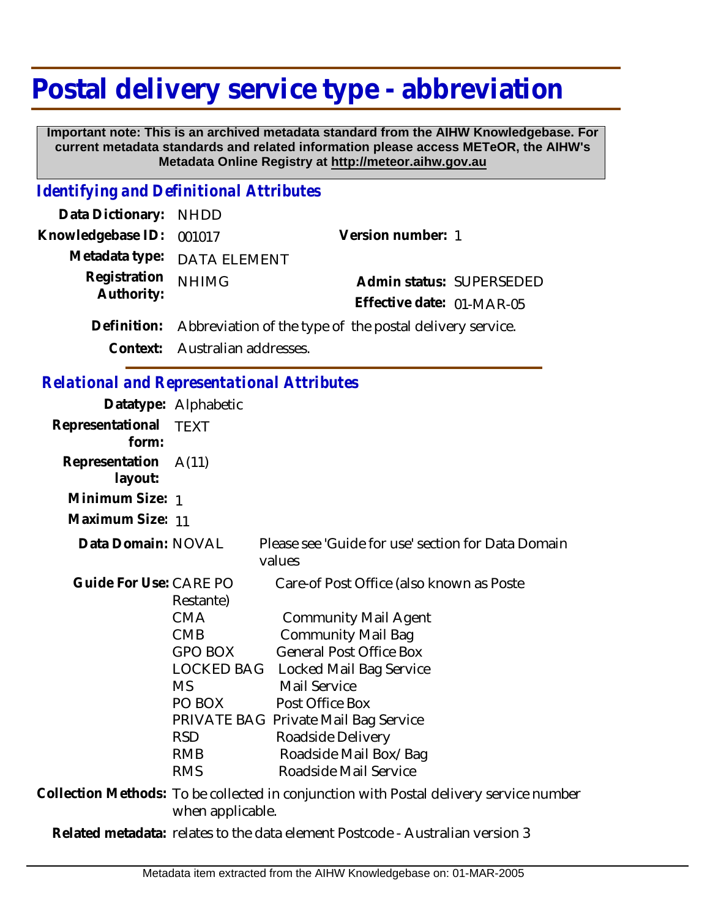# Postal delivery service type - abbreviation

**Important note: This is an archived metadata standard from the AIHW Knowledgebase. For current metadata standards and related information please access METeOR, the AIHW's Metadata Online Registry at http://meteor.aihw.gov.au**

## *Identifying and Definitional Attributes*

**Data Dictionary:** NHDD

**Knowledgebase ID:** 001017

**Version number:** 1

**Metadata type:** DATA ELEMENT

**Registration Authority:** NHIMG

**Admin status:** SUPERSEDED

**Effective date:** 01-MAR-05

**Definition:** Abbreviation of the type of the postal delivery service.

**Context:** Australian addresses.

## *Relational and Representational Attributes*

**Datatype:** Alphabetic

**Representational form:** TEXT

**Representation layout:** A(11)

**Minimum Size:** 1

**Maximum Size:** 11

**Data Domain:** NOVAL — Please see 'Guide for use' section for Data Domain values

**Guide For Use:**

| Code | Description |
|---|---|
| CARE PO | Care-of Post Office (also known as Poste Restante) |
| CMA | Community Mail Agent |
| CMB | Community Mail Bag |
| GPO BOX | General Post Office Box |
| LOCKED BAG | Locked Mail Bag Service |
| MS | Mail Service |
| PO BOX | Post Office Box |
| PRIVATE BAG | Private Mail Bag Service |
| RSD | Roadside Delivery |
| RMB | Roadside Mail Box/Bag |
| RMS | Roadside Mail Service |

**Collection Methods:** To be collected in conjunction with Postal delivery service number when applicable.

**Related metadata:** relates to the data element Postcode - Australian version 3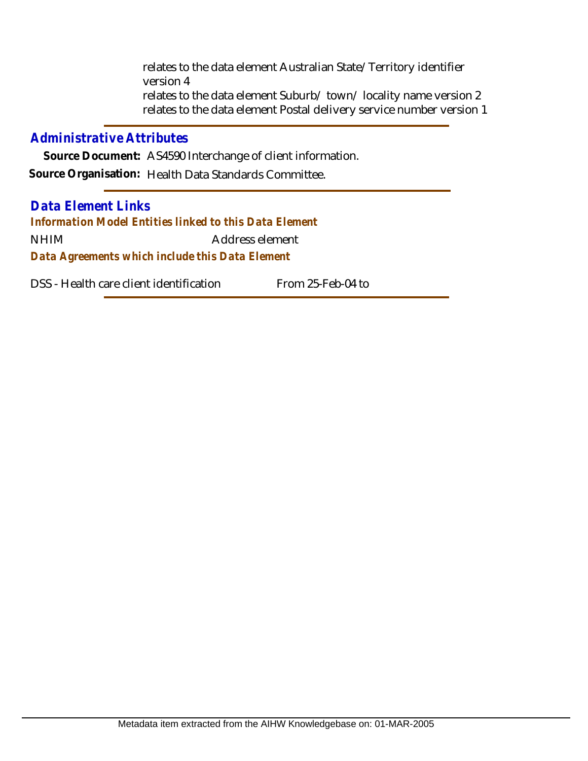relates to the data element Australian State/Territory identifier version 4
relates to the data element Suburb/ town/ locality name version 2
relates to the data element Postal delivery service number version 1

## Administrative Attributes

**Source Document:** AS4590 Interchange of client information.

**Source Organisation:** Health Data Standards Committee.

## Data Element Links

**Information Model Entities linked to this Data Element**

NHIM Address element

**Data Agreements which include this Data Element**

DSS - Health care client identification From 25-Feb-04 to